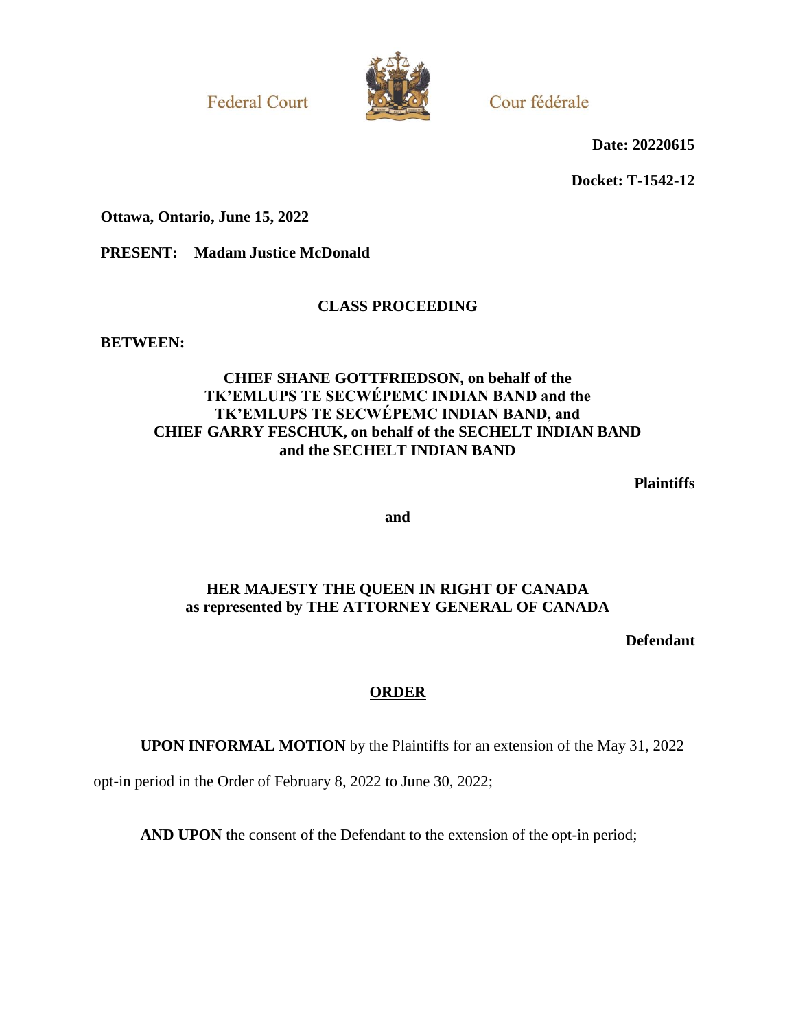Federal Court

Cour fédérale

**Date: 20220615**

**Docket: T-1542-12**

**Ottawa, Ontario, June 15, 2022**

**PRESENT: Madam Justice McDonald**

**CLASS PROCEEDING**

**BETWEEN:**

**CHIEF SHANE GOTTFRIEDSON, on behalf of the TK'EMLUPS TE SECWÉPEMC INDIAN BAND and the TK'EMLUPS TE SECWÉPEMC INDIAN BAND, and CHIEF GARRY FESCHUK, on behalf of the SECHELT INDIAN BAND and the SECHELT INDIAN BAND**

**Plaintiffs**

**and**

**HER MAJESTY THE QUEEN IN RIGHT OF CANADA as represented by THE ATTORNEY GENERAL OF CANADA**

**Defendant**

## ORDER

**UPON INFORMAL MOTION** by the Plaintiffs for an extension of the May 31, 2022 opt-in period in the Order of February 8, 2022 to June 30, 2022;

**AND UPON** the consent of the Defendant to the extension of the opt-in period;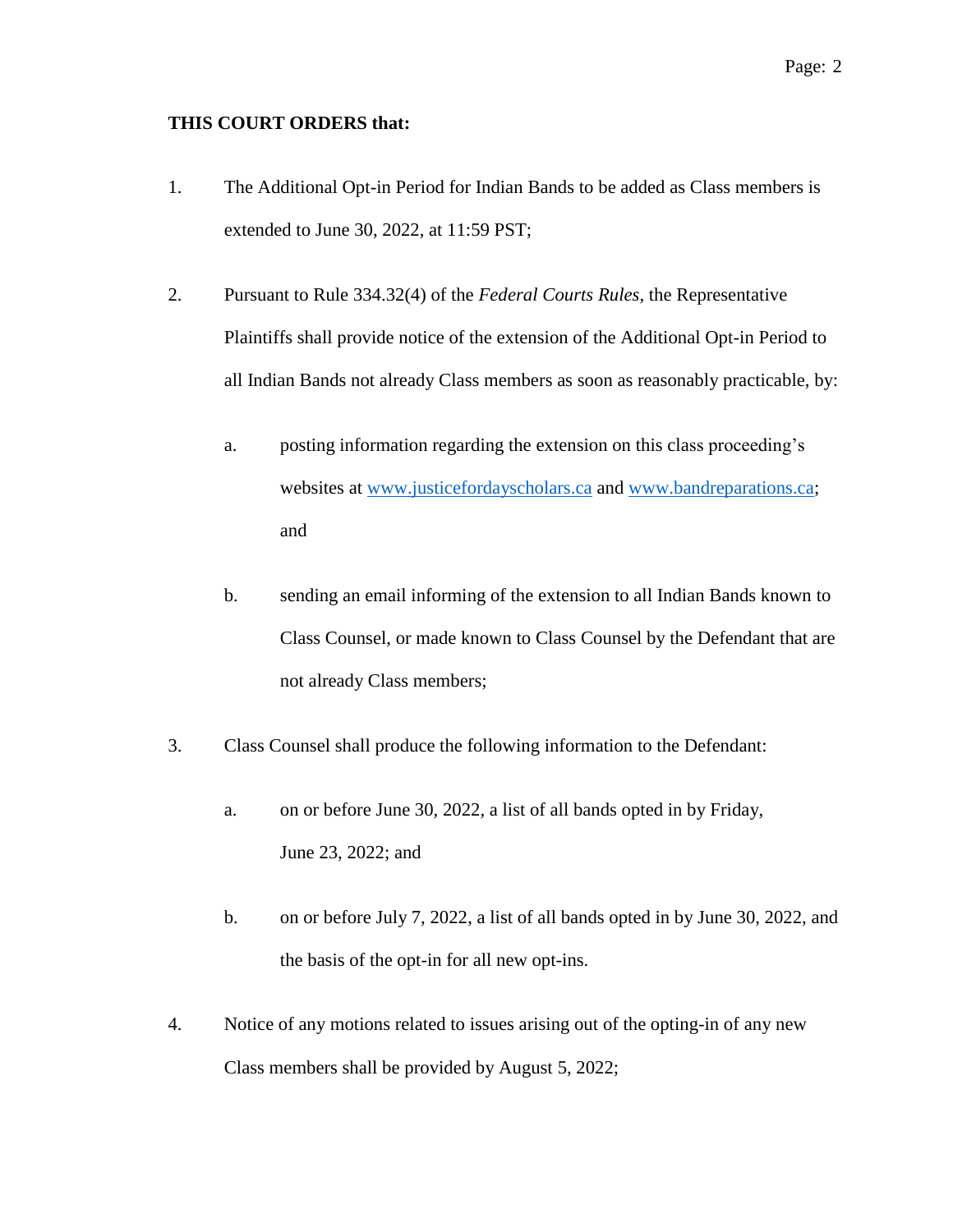**THIS COURT ORDERS that:**

1. The Additional Opt-in Period for Indian Bands to be added as Class members is extended to June 30, 2022, at 11:59 PST;

2. Pursuant to Rule 334.32(4) of the *Federal Courts Rules*, the Representative Plaintiffs shall provide notice of the extension of the Additional Opt-in Period to all Indian Bands not already Class members as soon as reasonably practicable, by:

   a. posting information regarding the extension on this class proceeding's websites at www.justicefordayscholars.ca and www.bandreparations.ca; and

   b. sending an email informing of the extension to all Indian Bands known to Class Counsel, or made known to Class Counsel by the Defendant that are not already Class members;

3. Class Counsel shall produce the following information to the Defendant:

   a. on or before June 30, 2022, a list of all bands opted in by Friday, June 23, 2022; and

   b. on or before July 7, 2022, a list of all bands opted in by June 30, 2022, and the basis of the opt-in for all new opt-ins.

4. Notice of any motions related to issues arising out of the opting-in of any new Class members shall be provided by August 5, 2022;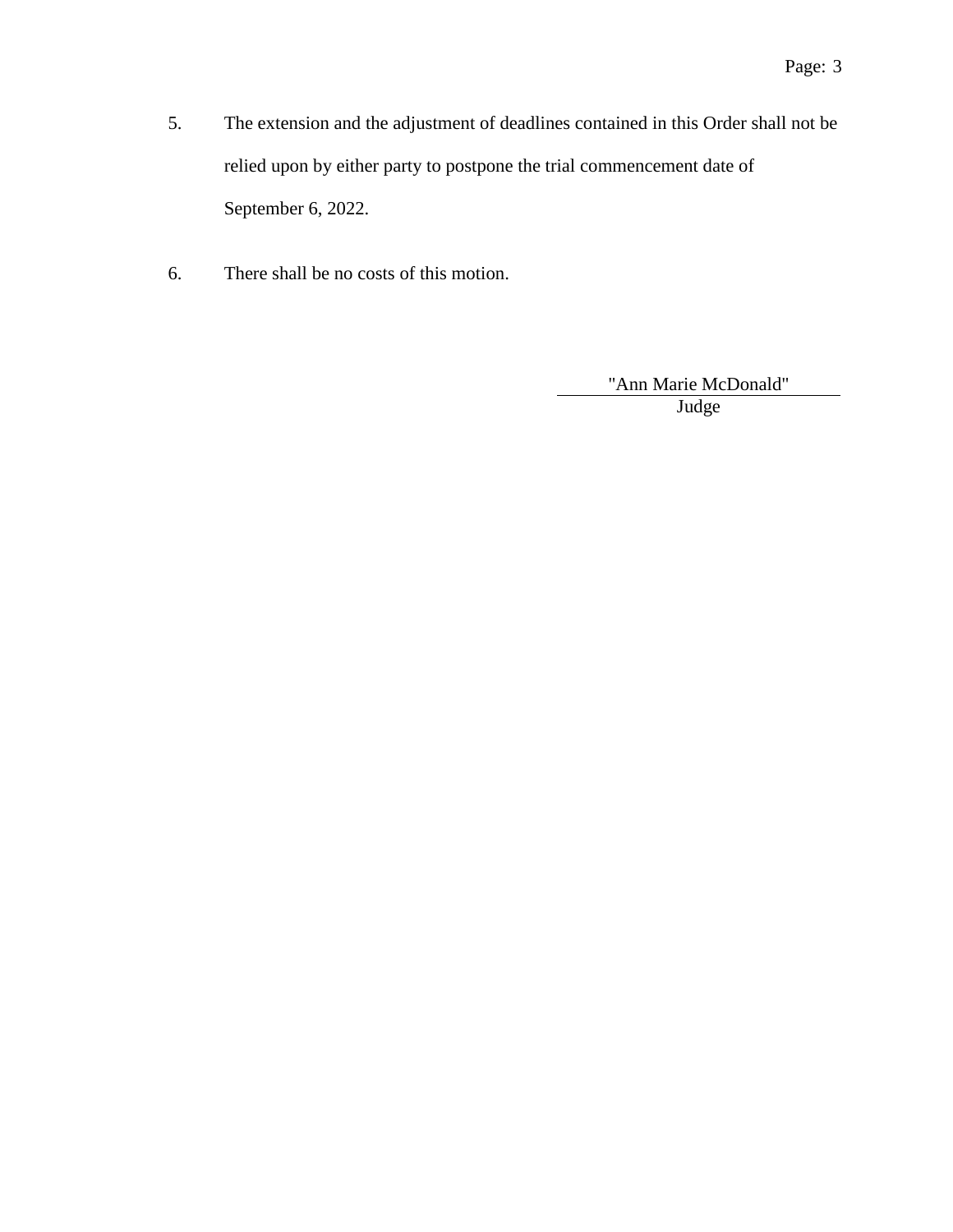5. The extension and the adjustment of deadlines contained in this Order shall not be relied upon by either party to postpone the trial commencement date of September 6, 2022.

6. There shall be no costs of this motion.

"Ann Marie McDonald"

Judge